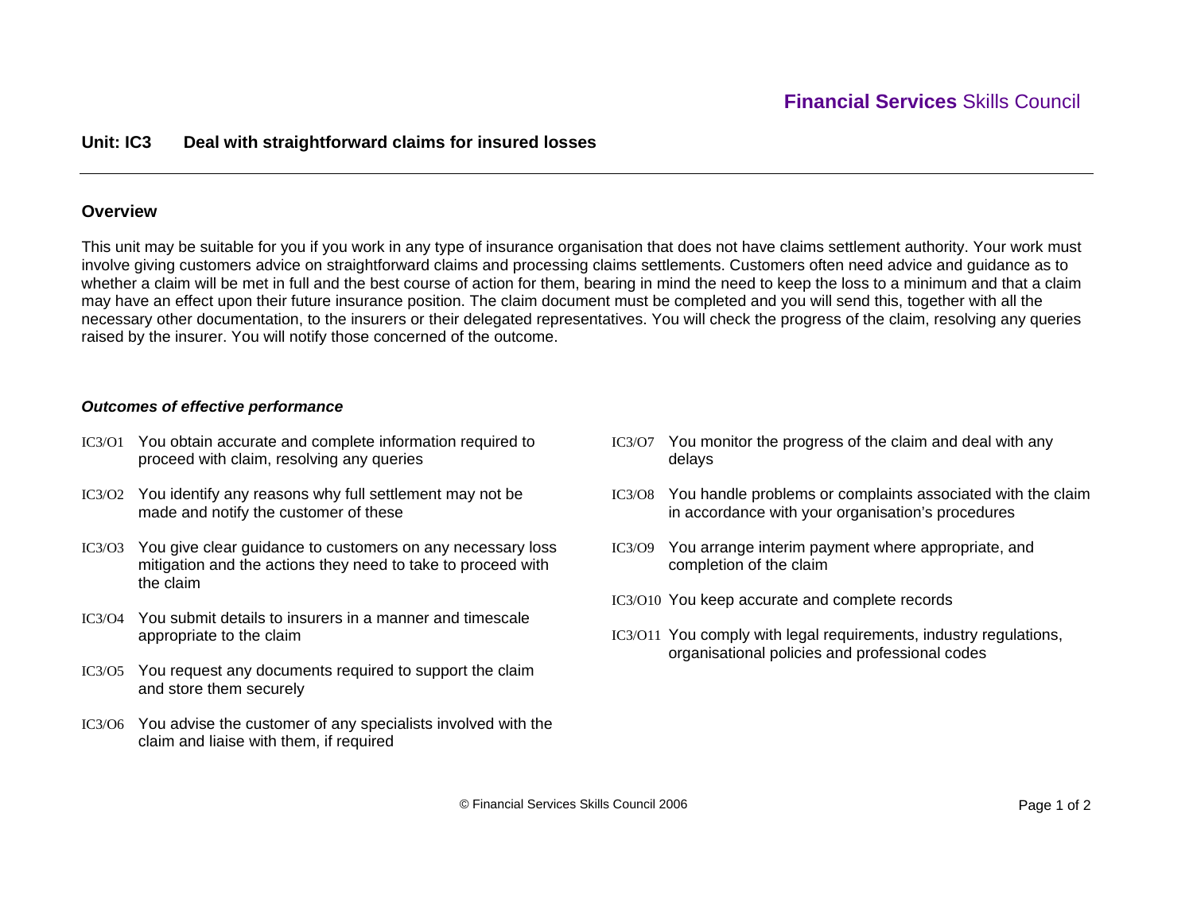**Financial Services** Skills Council

# Unit: IC3 Deal with straightforward claims for insured losses

## Overview

This unit may be suitable for you if you work in any type of insurance organisation that does not have claims settlement authority. Your work must involve giving customers advice on straightforward claims and processing claims settlements. Customers often need advice and guidance as to whether a claim will be met in full and the best course of action for them, bearing in mind the need to keep the loss to a minimum and that a claim may have an effect upon their future insurance position. The claim document must be completed and you will send this, together with all the necessary other documentation, to the insurers or their delegated representatives. You will check the progress of the claim, resolving any queries raised by the insurer. You will notify those concerned of the outcome.

### *Outcomes of effective performance*

- IC3/O1 You obtain accurate and complete information required to proceed with claim, resolving any queries
- IC3/O2 You identify any reasons why full settlement may not be made and notify the customer of these
- IC3/O3 You give clear guidance to customers on any necessary loss mitigation and the actions they need to take to proceed with the claim
- IC3/O4 You submit details to insurers in a manner and timescale appropriate to the claim
- IC3/O5 You request any documents required to support the claim and store them securely
- IC3/O6 You advise the customer of any specialists involved with the claim and liaise with them, if required
- IC3/O7 You monitor the progress of the claim and deal with any delays
- IC3/O8 You handle problems or complaints associated with the claim in accordance with your organisation's procedures
- IC3/O9 You arrange interim payment where appropriate, and completion of the claim
- IC3/O10 You keep accurate and complete records
- IC3/O11 You comply with legal requirements, industry regulations, organisational policies and professional codes

© Financial Services Skills Council 2006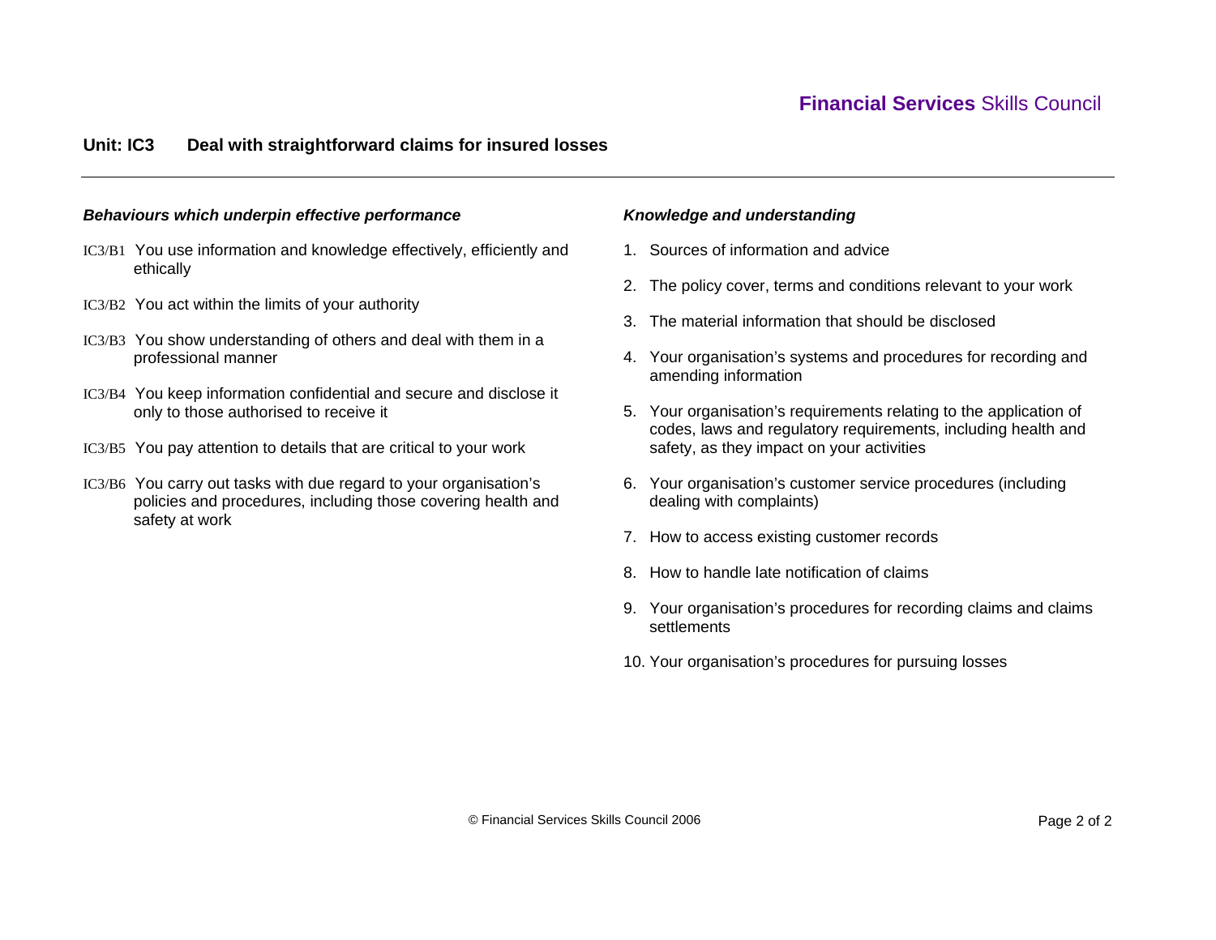**Financial Services** Skills Council

## Unit: IC3 Deal with straightforward claims for insured losses

### *Behaviours which underpin effective performance*

IC3/B1 You use information and knowledge effectively, efficiently and ethically

IC3/B2 You act within the limits of your authority

IC3/B3 You show understanding of others and deal with them in a professional manner

IC3/B4 You keep information confidential and secure and disclose it only to those authorised to receive it

IC3/B5 You pay attention to details that are critical to your work

IC3/B6 You carry out tasks with due regard to your organisation's policies and procedures, including those covering health and safety at work

### *Knowledge and understanding*

1. Sources of information and advice
2. The policy cover, terms and conditions relevant to your work
3. The material information that should be disclosed
4. Your organisation's systems and procedures for recording and amending information
5. Your organisation's requirements relating to the application of codes, laws and regulatory requirements, including health and safety, as they impact on your activities
6. Your organisation's customer service procedures (including dealing with complaints)
7. How to access existing customer records
8. How to handle late notification of claims
9. Your organisation's procedures for recording claims and claims settlements
10. Your organisation's procedures for pursuing losses

© Financial Services Skills Council 2006